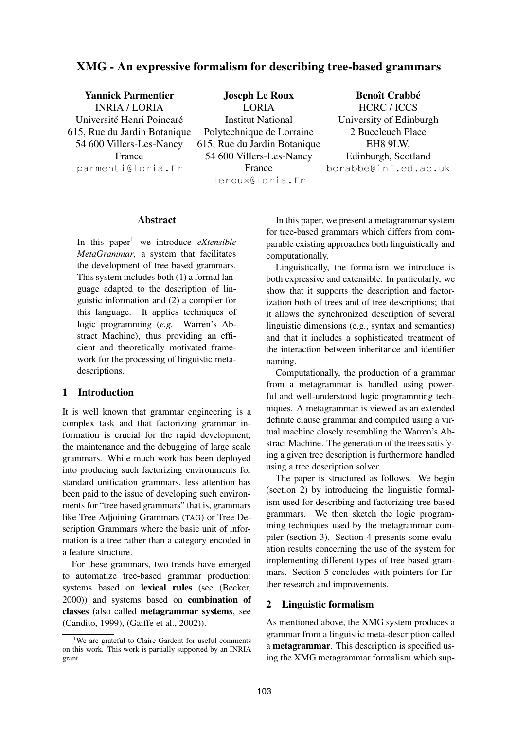# XMG - An expressive formalism for describing tree-based grammars

**Yannick Parmentier**
INRIA / LORIA
Université Henri Poincaré
615, Rue du Jardin Botanique
54 600 Villers-Les-Nancy
France
parmenti@loria.fr

**Joseph Le Roux**
LORIA
Institut National
Polytechnique de Lorraine
615, Rue du Jardin Botanique
54 600 Villers-Les-Nancy
France
leroux@loria.fr

**Benoît Crabbé**
HCRC / ICCS
University of Edinburgh
2 Buccleuch Place
EH8 9LW,
Edinburgh, Scotland
bcrabbe@inf.ed.ac.uk

## Abstract

In this paper[1] we introduce *eXtensible MetaGrammar*, a system that facilitates the development of tree based grammars. This system includes both (1) a formal language adapted to the description of linguistic information and (2) a compiler for this language. It applies techniques of logic programming (*e.g.* Warren's Abstract Machine), thus providing an efficient and theoretically motivated framework for the processing of linguistic meta-descriptions.

## 1 Introduction

It is well known that grammar engineering is a complex task and that factorizing grammar information is crucial for the rapid development, the maintenance and the debugging of large scale grammars. While much work has been deployed into producing such factorizing environments for standard unification grammars, less attention has been paid to the issue of developing such environments for "tree based grammars" that is, grammars like Tree Adjoining Grammars (TAG) or Tree Description Grammars where the basic unit of information is a tree rather than a category encoded in a feature structure.

For these grammars, two trends have emerged to automatize tree-based grammar production: systems based on **lexical rules** (see (Becker, 2000)) and systems based on **combination of classes** (also called **metagrammar systems**, see (Candito, 1999), (Gaiffe et al., 2002)).

In this paper, we present a metagrammar system for tree-based grammars which differs from comparable existing approaches both linguistically and computationally.

Linguistically, the formalism we introduce is both expressive and extensible. In particularly, we show that it supports the description and factorization both of trees and of tree descriptions; that it allows the synchronized description of several linguistic dimensions (e.g., syntax and semantics) and that it includes a sophisticated treatment of the interaction between inheritance and identifier naming.

Computationally, the production of a grammar from a metagrammar is handled using powerful and well-understood logic programming techniques. A metagrammar is viewed as an extended definite clause grammar and compiled using a virtual machine closely resembling the Warren's Abstract Machine. The generation of the trees satisfying a given tree description is furthermore handled using a tree description solver.

The paper is structured as follows. We begin (section 2) by introducing the linguistic formalism used for describing and factorizing tree based grammars. We then sketch the logic programming techniques used by the metagrammar compiler (section 3). Section 4 presents some evaluation results concerning the use of the system for implementing different types of tree based grammars. Section 5 concludes with pointers for further research and improvements.

## 2 Linguistic formalism

As mentioned above, the XMG system produces a grammar from a linguistic meta-description called a **metagrammar**. This description is specified using the XMG metagrammar formalism which sup-

[1] We are grateful to Claire Gardent for useful comments on this work. This work is partially supported by an INRIA grant.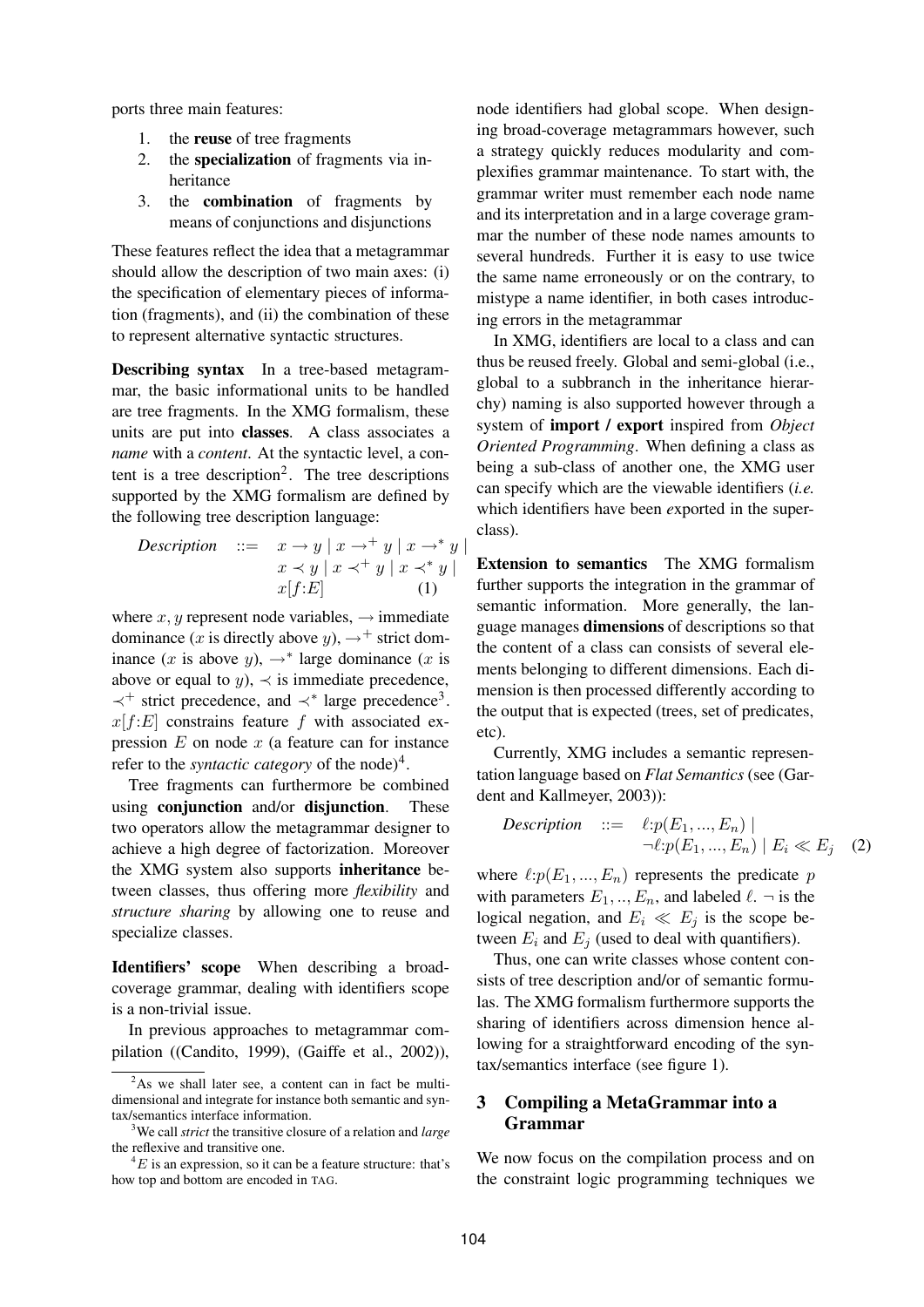ports three main features:

1. the **reuse** of tree fragments
2. the **specialization** of fragments via inheritance
3. the **combination** of fragments by means of conjunctions and disjunctions

These features reflect the idea that a metagrammar should allow the description of two main axes: (i) the specification of elementary pieces of information (fragments), and (ii) the combination of these to represent alternative syntactic structures.

**Describing syntax** In a tree-based metagrammar, the basic informational units to be handled are tree fragments. In the XMG formalism, these units are put into **classes**. A class associates a *name* with a *content*. At the syntactic level, a content is a tree description[2]. The tree descriptions supported by the XMG formalism are defined by the following tree description language:

$$\begin{aligned} \textit{Description} \quad ::= \quad & x \rightarrow y \mid x \rightarrow^{+} y \mid x \rightarrow^{*} y \mid \\ & x \prec y \mid x \prec^{+} y \mid x \prec^{*} y \mid \\ & x[f{:}E] \end{aligned} \tag{1}$$

where $x, y$ represent node variables, $\rightarrow$ immediate dominance ($x$ is directly above $y$), $\rightarrow^{+}$ strict dominance ($x$ is above $y$), $\rightarrow^{*}$ large dominance ($x$ is above or equal to $y$), $\prec$ is immediate precedence, $\prec^{+}$ strict precedence, and $\prec^{*}$ large precedence[3]. $x[f{:}E]$ constrains feature $f$ with associated expression $E$ on node $x$ (a feature can for instance refer to the *syntactic category* of the node)[4].

Tree fragments can furthermore be combined using **conjunction** and/or **disjunction**. These two operators allow the metagrammar designer to achieve a high degree of factorization. Moreover the XMG system also supports **inheritance** between classes, thus offering more *flexibility* and *structure sharing* by allowing one to reuse and specialize classes.

**Identifiers' scope** When describing a broad-coverage grammar, dealing with identifiers scope is a non-trivial issue.

In previous approaches to metagrammar compilation ((Candito, 1999), (Gaiffe et al., 2002)), node identifiers had global scope. When designing broad-coverage metagrammars however, such a strategy quickly reduces modularity and complexifies grammar maintenance. To start with, the grammar writer must remember each node name and its interpretation and in a large coverage grammar the number of these node names amounts to several hundreds. Further it is easy to use twice the same name erroneously or on the contrary, to mistype a name identifier, in both cases introducing errors in the metagrammar

In XMG, identifiers are local to a class and can thus be reused freely. Global and semi-global (i.e., global to a subbranch in the inheritance hierarchy) naming is also supported however through a system of **import / export** inspired from *Object Oriented Programming*. When defining a class as being a sub-class of another one, the XMG user can specify which are the viewable identifiers (*i.e.* which identifiers have been *e*xported in the super-class).

**Extension to semantics** The XMG formalism further supports the integration in the grammar of semantic information. More generally, the language manages **dimensions** of descriptions so that the content of a class can consists of several elements belonging to different dimensions. Each dimension is then processed differently according to the output that is expected (trees, set of predicates, etc).

Currently, XMG includes a semantic representation language based on *Flat Semantics* (see (Gardent and Kallmeyer, 2003)):

$$\begin{aligned} \textit{Description} \quad ::= \quad & \ell{:}p(E_1, ..., E_n) \mid \\ & \neg \ell{:}p(E_1, ..., E_n) \mid E_i \ll E_j \end{aligned} \tag{2}$$

where $\ell{:}p(E_1, ..., E_n)$ represents the predicate $p$ with parameters $E_1, .., E_n$, and labeled $\ell$. $\neg$ is the logical negation, and $E_i \ll E_j$ is the scope between $E_i$ and $E_j$ (used to deal with quantifiers).

Thus, one can write classes whose content consists of tree description and/or of semantic formulas. The XMG formalism furthermore supports the sharing of identifiers across dimension hence allowing for a straightforward encoding of the syntax/semantics interface (see figure 1).

## 3 Compiling a MetaGrammar into a Grammar

We now focus on the compilation process and on the constraint logic programming techniques we

---

[2] As we shall later see, a content can in fact be multidimensional and integrate for instance both semantic and syntax/semantics interface information.

[3] We call *strict* the transitive closure of a relation and *large* the reflexive and transitive one.

[4] $E$ is an expression, so it can be a feature structure: that's how top and bottom are encoded in TAG.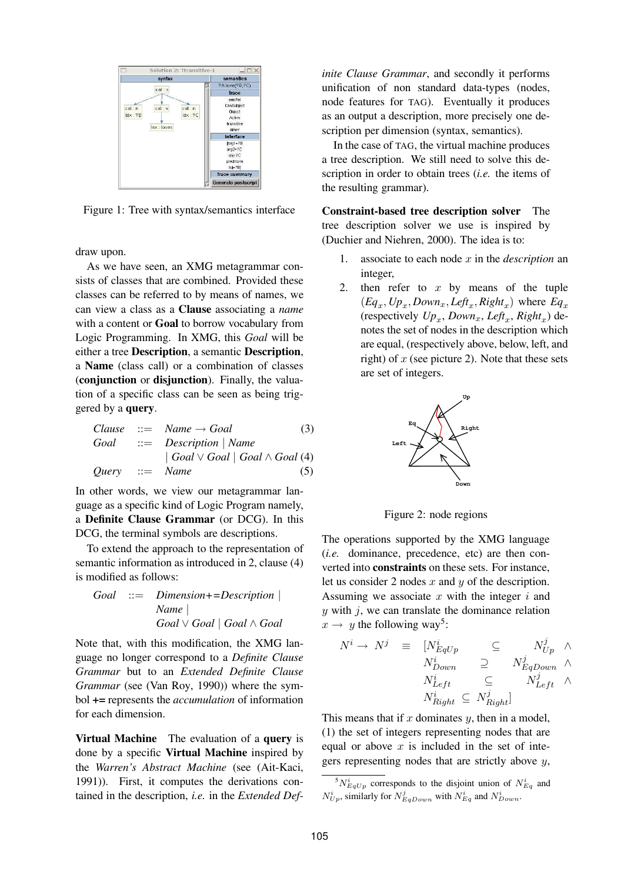Figure 1: Tree with syntax/semantics interface

draw upon.

As we have seen, an XMG metagrammar consists of classes that are combined. Provided these classes can be referred to by means of names, we can view a class as a **Clause** associating a *name* with a content or **Goal** to borrow vocabulary from Logic Programming. In XMG, this *Goal* will be either a tree **Description**, a semantic **Description**, a **Name** (class call) or a combination of classes (**conjunction** or **disjunction**). Finally, the valuation of a specific class can be seen as being triggered by a **query**.

$$\begin{array}{llll} \textit{Clause} & ::= & \textit{Name} \rightarrow \textit{Goal} & (3) \\ \textit{Goal} & ::= & \textit{Description} \mid \textit{Name} & \\ & & \mid \textit{Goal} \vee \textit{Goal} \mid \textit{Goal} \wedge \textit{Goal} & (4) \\ \textit{Query} & ::= & \textit{Name} & (5) \end{array}$$

In other words, we view our metagrammar language as a specific kind of Logic Program namely, a **Definite Clause Grammar** (or DCG). In this DCG, the terminal symbols are descriptions.

To extend the approach to the representation of semantic information as introduced in 2, clause (4) is modified as follows:

$$\begin{array}{lll} \textit{Goal} & ::= & \textit{Dimension}{+}{=}\textit{Description} \mid \\ & & \textit{Name} \mid \\ & & \textit{Goal} \vee \textit{Goal} \mid \textit{Goal} \wedge \textit{Goal} \end{array}$$

Note that, with this modification, the XMG language no longer correspond to a *Definite Clause Grammar* but to an *Extended Definite Clause Grammar* (see (Van Roy, 1990)) where the symbol **+=** represents the *accumulation* of information for each dimension.

**Virtual Machine** The evaluation of a **query** is done by a specific **Virtual Machine** inspired by the *Warren's Abstract Machine* (see (Ait-Kaci, 1991)). First, it computes the derivations contained in the description, *i.e.* in the *Extended Definite Clause Grammar*, and secondly it performs unification of non standard data-types (nodes, node features for TAG). Eventually it produces as an output a description, more precisely one description per dimension (syntax, semantics).

In the case of TAG, the virtual machine produces a tree description. We still need to solve this description in order to obtain trees (*i.e.* the items of the resulting grammar).

**Constraint-based tree description solver** The tree description solver we use is inspired by (Duchier and Niehren, 2000). The idea is to:

1. associate to each node $x$ in the *description* an integer,
2. then refer to $x$ by means of the tuple $(Eq_x, Up_x, Down_x, Left_x, Right_x)$ where $Eq_x$ (respectively $Up_x$, $Down_x$, $Left_x$, $Right_x$) denotes the set of nodes in the description which are equal, (respectively above, below, left, and right) of $x$ (see picture 2). Note that these sets are set of integers.

Figure 2: node regions

The operations supported by the XMG language (*i.e.* dominance, precedence, etc) are then converted into **constraints** on these sets. For instance, let us consider 2 nodes $x$ and $y$ of the description. Assuming we associate $x$ with the integer $i$ and $y$ with $j$, we can translate the dominance relation $x \rightarrow y$ the following way[5]:

$$N^i \rightarrow N^j \equiv [N^i_{EqUp} \subseteq N^j_{Up} \wedge N^i_{Down} \supseteq N^j_{EqDown} \wedge N^i_{Left} \subseteq N^j_{Left} \wedge N^i_{Right} \subseteq N^j_{Right}]$$

This means that if $x$ dominates $y$, then in a model, (1) the set of integers representing nodes that are equal or above $x$ is included in the set of integers representing nodes that are strictly above $y$,

[5] $N^i_{EqUp}$ corresponds to the disjoint union of $N^i_{Eq}$ and $N^i_{Up}$, similarly for $N^j_{EqDown}$ with $N^i_{Eq}$ and $N^i_{Down}$.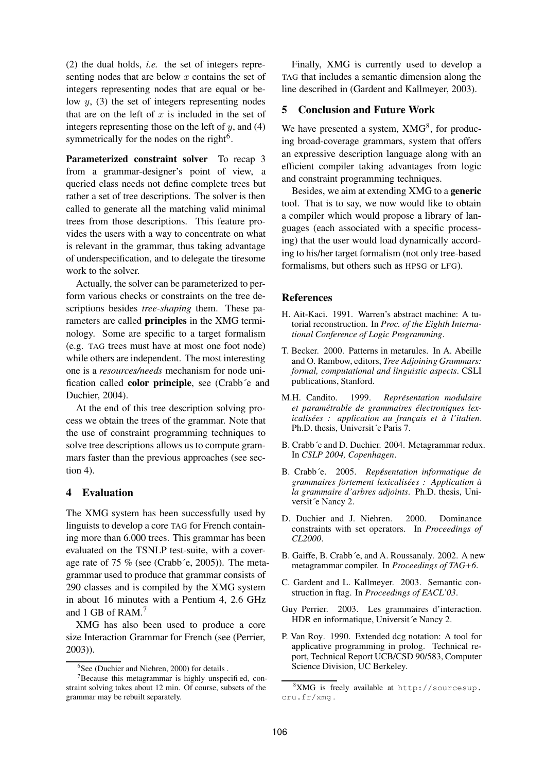(2) the dual holds, *i.e.* the set of integers representing nodes that are below $x$ contains the set of integers representing nodes that are equal or below $y$, (3) the set of integers representing nodes that are on the left of $x$ is included in the set of integers representing those on the left of $y$, and (4) symmetrically for the nodes on the right[6].

**Parameterized constraint solver** To recap 3 from a grammar-designer's point of view, a queried class needs not define complete trees but rather a set of tree descriptions. The solver is then called to generate all the matching valid minimal trees from those descriptions. This feature provides the users with a way to concentrate on what is relevant in the grammar, thus taking advantage of underspecification, and to delegate the tiresome work to the solver.

Actually, the solver can be parameterized to perform various checks or constraints on the tree descriptions besides *tree-shaping* them. These parameters are called **principles** in the XMG terminology. Some are specific to a target formalism (e.g. TAG trees must have at most one foot node) while others are independent. The most interesting one is a *resources/needs* mechanism for node unification called **color principle**, see (Crabbé and Duchier, 2004).

At the end of this tree description solving process we obtain the trees of the grammar. Note that the use of constraint programming techniques to solve tree descriptions allows us to compute grammars faster than the previous approaches (see section 4).

## 4 Evaluation

The XMG system has been successfully used by linguists to develop a core TAG for French containing more than 6.000 trees. This grammar has been evaluated on the TSNLP test-suite, with a coverage rate of 75 % (see (Crabbé, 2005)). The metagrammar used to produce that grammar consists of 290 classes and is compiled by the XMG system in about 16 minutes with a Pentium 4, 2.6 GHz and 1 GB of RAM.[7]

XMG has also been used to produce a core size Interaction Grammar for French (see (Perrier, 2003)).

Finally, XMG is currently used to develop a TAG that includes a semantic dimension along the line described in (Gardent and Kallmeyer, 2003).

## 5 Conclusion and Future Work

We have presented a system, XMG[8], for producing broad-coverage grammars, system that offers an expressive description language along with an efficient compiler taking advantages from logic and constraint programming techniques.

Besides, we aim at extending XMG to a **generic** tool. That is to say, we now would like to obtain a compiler which would propose a library of languages (each associated with a specific processing) that the user would load dynamically according to his/her target formalism (not only tree-based formalisms, but others such as HPSG or LFG).

## References

H. Ait-Kaci. 1991. Warren's abstract machine: A tutorial reconstruction. In *Proc. of the Eighth International Conference of Logic Programming*.

T. Becker. 2000. Patterns in metarules. In A. Abeille and O. Rambow, editors, *Tree Adjoining Grammars: formal, computational and linguistic aspects*. CSLI publications, Stanford.

M.H. Candito. 1999. *Représentation modulaire et paramétrable de grammaires électroniques lexicalisées : application au français et à l'italien*. Ph.D. thesis, Université Paris 7.

B. Crabbé and D. Duchier. 2004. Metagrammar redux. In *CSLP 2004, Copenhagen*.

B. Crabbé. 2005. *Repésentation informatique de grammaires fortement lexicalisées : Application à la grammaire d'arbres adjoints*. Ph.D. thesis, Université Nancy 2.

D. Duchier and J. Niehren. 2000. Dominance constraints with set operators. In *Proceedings of CL2000*.

B. Gaiffe, B. Crabbé, and A. Roussanaly. 2002. A new metagrammar compiler. In *Proceedings of TAG+6*.

C. Gardent and L. Kallmeyer. 2003. Semantic construction in ftag. In *Proceedings of EACL'03*.

Guy Perrier. 2003. Les grammaires d'interaction. HDR en informatique, Université Nancy 2.

P. Van Roy. 1990. Extended dcg notation: A tool for applicative programming in prolog. Technical report, Technical Report UCB/CSD 90/583, Computer Science Division, UC Berkeley.

[6] See (Duchier and Niehren, 2000) for details .

[7] Because this metagrammar is highly unspecified, constraint solving takes about 12 min. Of course, subsets of the grammar may be rebuilt separately.

[8] XMG is freely available at http://sourcesup.cru.fr/xmg .